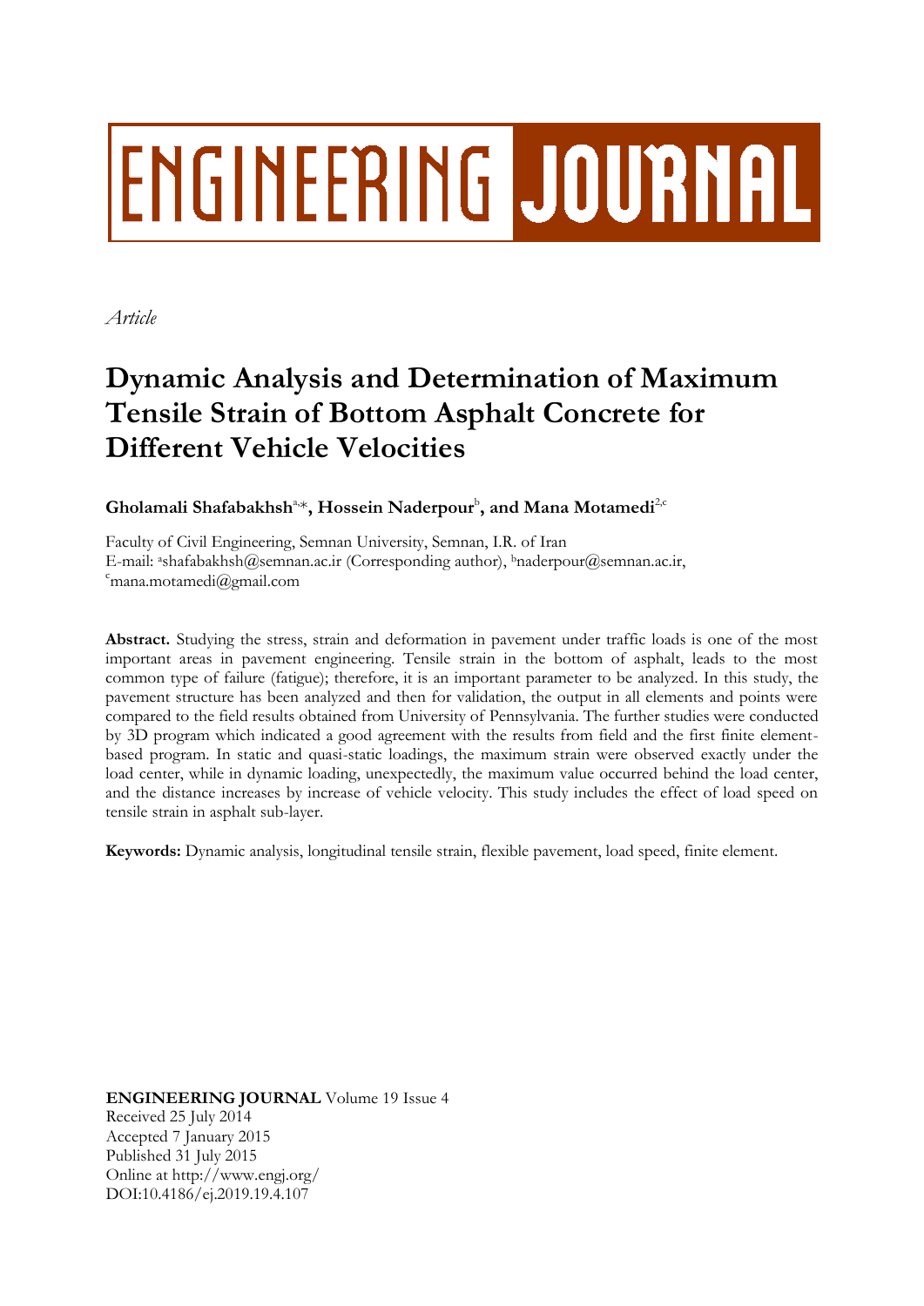ENGINEERING JOURNAL

*Article*

# Dynamic Analysis and Determination of Maximum Tensile Strain of Bottom Asphalt Concrete for Different Vehicle Velocities

**Gholamali Shafabakhsh**[a,\*], **Hossein Naderpour**[b], **and Mana Motamedi**[2,c]

Faculty of Civil Engineering, Semnan University, Semnan, I.R. of Iran
E-mail: [a]shafabakhsh@semnan.ac.ir (Corresponding author), [b]naderpour@semnan.ac.ir, [c]mana.motamedi@gmail.com

**Abstract.** Studying the stress, strain and deformation in pavement under traffic loads is one of the most important areas in pavement engineering. Tensile strain in the bottom of asphalt, leads to the most common type of failure (fatigue); therefore, it is an important parameter to be analyzed. In this study, the pavement structure has been analyzed and then for validation, the output in all elements and points were compared to the field results obtained from University of Pennsylvania. The further studies were conducted by 3D program which indicated a good agreement with the results from field and the first finite element-based program. In static and quasi-static loadings, the maximum strain were observed exactly under the load center, while in dynamic loading, unexpectedly, the maximum value occurred behind the load center, and the distance increases by increase of vehicle velocity. This study includes the effect of load speed on tensile strain in asphalt sub-layer.

**Keywords:** Dynamic analysis, longitudinal tensile strain, flexible pavement, load speed, finite element.

**ENGINEERING JOURNAL** Volume 19 Issue 4
Received 25 July 2014
Accepted 7 January 2015
Published 31 July 2015
Online at http://www.engj.org/
DOI:10.4186/ej.2019.19.4.107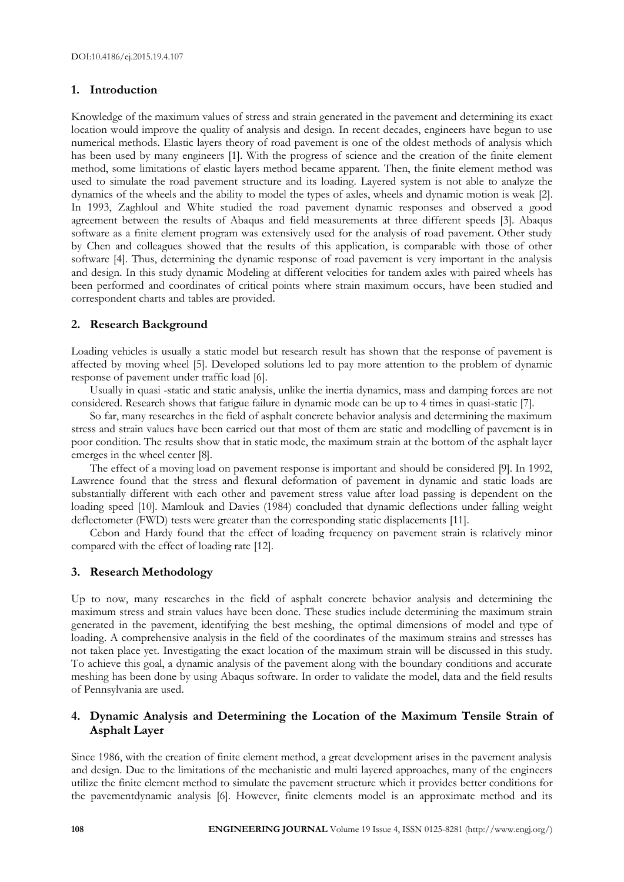## 1. Introduction

Knowledge of the maximum values of stress and strain generated in the pavement and determining its exact location would improve the quality of analysis and design. In recent decades, engineers have begun to use numerical methods. Elastic layers theory of road pavement is one of the oldest methods of analysis which has been used by many engineers [1]. With the progress of science and the creation of the finite element method, some limitations of elastic layers method became apparent. Then, the finite element method was used to simulate the road pavement structure and its loading. Layered system is not able to analyze the dynamics of the wheels and the ability to model the types of axles, wheels and dynamic motion is weak [2]. In 1993, Zaghloul and White studied the road pavement dynamic responses and observed a good agreement between the results of Abaqus and field measurements at three different speeds [3]. Abaqus software as a finite element program was extensively used for the analysis of road pavement. Other study by Chen and colleagues showed that the results of this application, is comparable with those of other software [4]. Thus, determining the dynamic response of road pavement is very important in the analysis and design. In this study dynamic Modeling at different velocities for tandem axles with paired wheels has been performed and coordinates of critical points where strain maximum occurs, have been studied and correspondent charts and tables are provided.

## 2. Research Background

Loading vehicles is usually a static model but research result has shown that the response of pavement is affected by moving wheel [5]. Developed solutions led to pay more attention to the problem of dynamic response of pavement under traffic load [6].

Usually in quasi -static and static analysis, unlike the inertia dynamics, mass and damping forces are not considered. Research shows that fatigue failure in dynamic mode can be up to 4 times in quasi-static [7].

So far, many researches in the field of asphalt concrete behavior analysis and determining the maximum stress and strain values have been carried out that most of them are static and modelling of pavement is in poor condition. The results show that in static mode, the maximum strain at the bottom of the asphalt layer emerges in the wheel center [8].

The effect of a moving load on pavement response is important and should be considered [9]. In 1992, Lawrence found that the stress and flexural deformation of pavement in dynamic and static loads are substantially different with each other and pavement stress value after load passing is dependent on the loading speed [10]. Mamlouk and Davies (1984) concluded that dynamic deflections under falling weight deflectometer (FWD) tests were greater than the corresponding static displacements [11].

Cebon and Hardy found that the effect of loading frequency on pavement strain is relatively minor compared with the effect of loading rate [12].

## 3. Research Methodology

Up to now, many researches in the field of asphalt concrete behavior analysis and determining the maximum stress and strain values have been done. These studies include determining the maximum strain generated in the pavement, identifying the best meshing, the optimal dimensions of model and type of loading. A comprehensive analysis in the field of the coordinates of the maximum strains and stresses has not taken place yet. Investigating the exact location of the maximum strain will be discussed in this study. To achieve this goal, a dynamic analysis of the pavement along with the boundary conditions and accurate meshing has been done by using Abaqus software. In order to validate the model, data and the field results of Pennsylvania are used.

## 4. Dynamic Analysis and Determining the Location of the Maximum Tensile Strain of Asphalt Layer

Since 1986, with the creation of finite element method, a great development arises in the pavement analysis and design. Due to the limitations of the mechanistic and multi layered approaches, many of the engineers utilize the finite element method to simulate the pavement structure which it provides better conditions for the pavementdynamic analysis [6]. However, finite elements model is an approximate method and its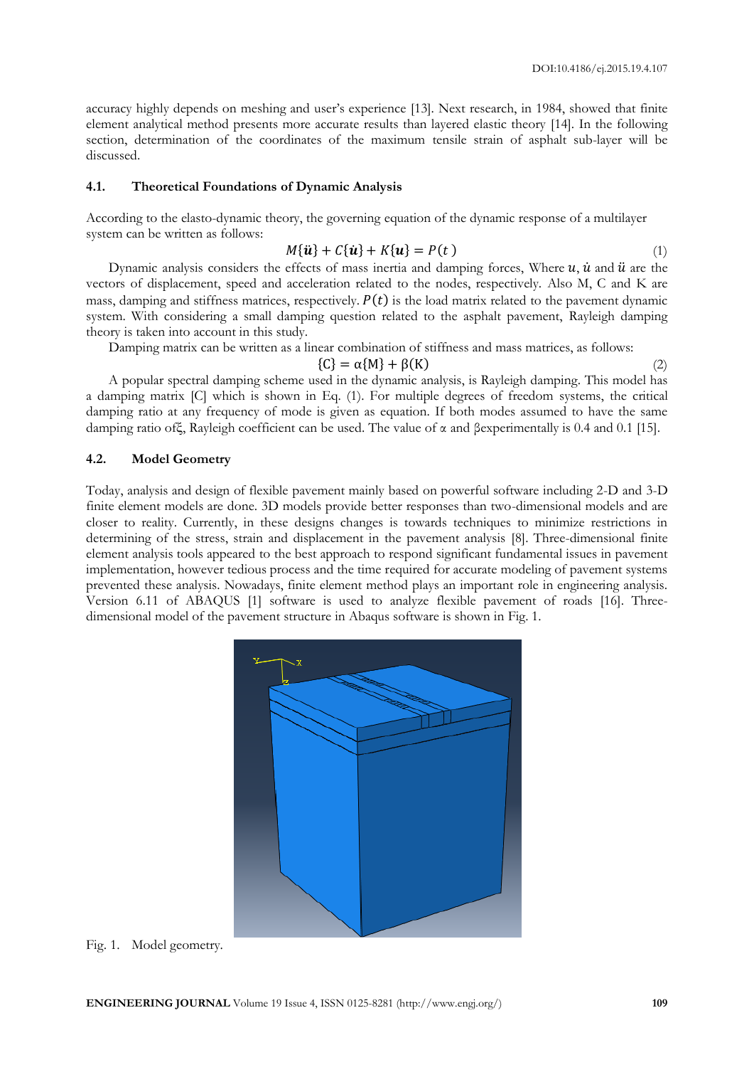accuracy highly depends on meshing and user's experience [13]. Next research, in 1984, showed that finite element analytical method presents more accurate results than layered elastic theory [14]. In the following section, determination of the coordinates of the maximum tensile strain of asphalt sub-layer will be discussed.

### 4.1. Theoretical Foundations of Dynamic Analysis

According to the elasto-dynamic theory, the governing equation of the dynamic response of a multilayer system can be written as follows:

$$M\{\ddot{\boldsymbol{u}}\} + C\{\dot{\boldsymbol{u}}\} + K\{\boldsymbol{u}\} = P(t) \tag{1}$$

Dynamic analysis considers the effects of mass inertia and damping forces, Where $u$, $\dot{u}$ and $\ddot{u}$ are the vectors of displacement, speed and acceleration related to the nodes, respectively. Also M, C and K are mass, damping and stiffness matrices, respectively. $P(t)$ is the load matrix related to the pavement dynamic system. With considering a small damping question related to the asphalt pavement, Rayleigh damping theory is taken into account in this study.

Damping matrix can be written as a linear combination of stiffness and mass matrices, as follows:

$$\{C\} = \alpha\{M\} + \beta(K) \tag{2}$$

A popular spectral damping scheme used in the dynamic analysis, is Rayleigh damping. This model has a damping matrix [C] which is shown in Eq. (1). For multiple degrees of freedom systems, the critical damping ratio at any frequency of mode is given as equation. If both modes assumed to have the same damping ratio of$\xi$, Rayleigh coefficient can be used. The value of $\alpha$ and $\beta$experimentally is 0.4 and 0.1 [15].

### 4.2. Model Geometry

Today, analysis and design of flexible pavement mainly based on powerful software including 2-D and 3-D finite element models are done. 3D models provide better responses than two-dimensional models and are closer to reality. Currently, in these designs changes is towards techniques to minimize restrictions in determining of the stress, strain and displacement in the pavement analysis [8]. Three-dimensional finite element analysis tools appeared to the best approach to respond significant fundamental issues in pavement implementation, however tedious process and the time required for accurate modeling of pavement systems prevented these analysis. Nowadays, finite element method plays an important role in engineering analysis. Version 6.11 of ABAQUS [1] software is used to analyze flexible pavement of roads [16]. Three-dimensional model of the pavement structure in Abaqus software is shown in Fig. 1.

Fig. 1. Model geometry.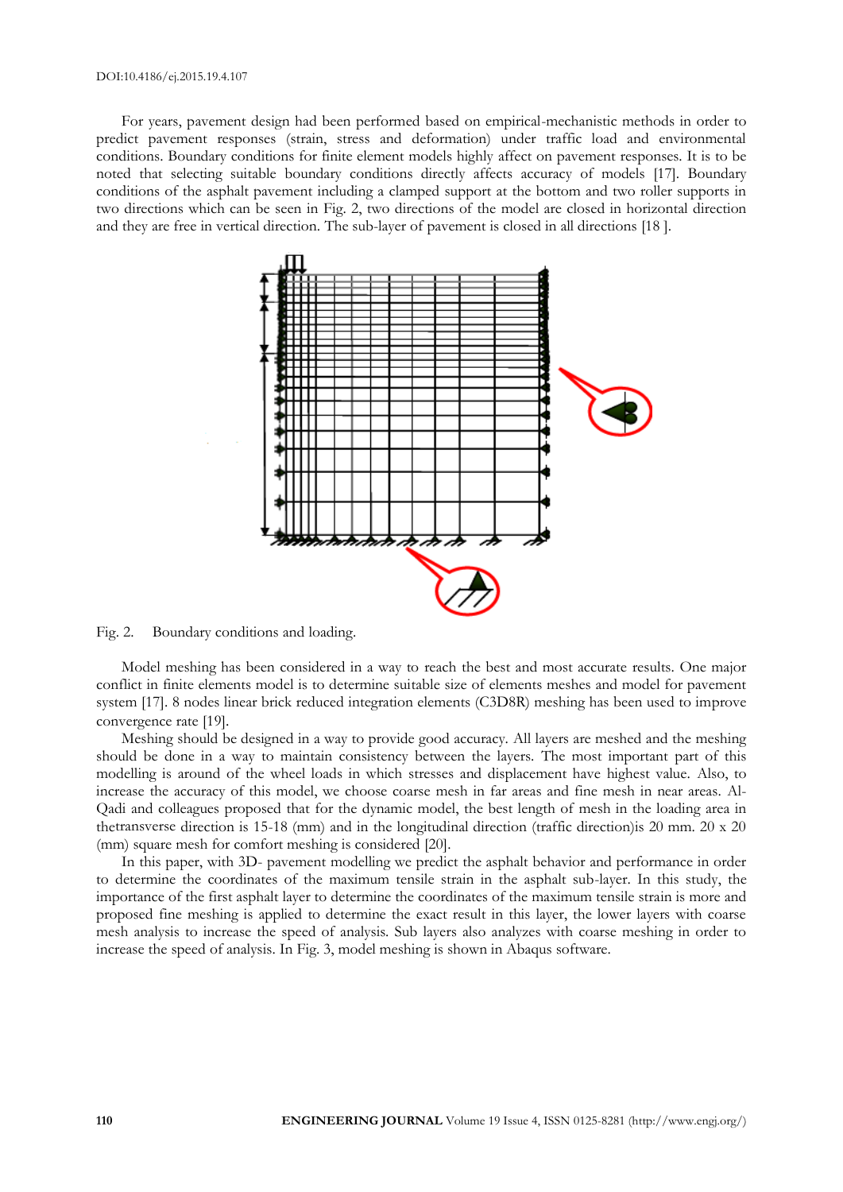For years, pavement design had been performed based on empirical-mechanistic methods in order to predict pavement responses (strain, stress and deformation) under traffic load and environmental conditions. Boundary conditions for finite element models highly affect on pavement responses. It is to be noted that selecting suitable boundary conditions directly affects accuracy of models [17]. Boundary conditions of the asphalt pavement including a clamped support at the bottom and two roller supports in two directions which can be seen in Fig. 2, two directions of the model are closed in horizontal direction and they are free in vertical direction. The sub-layer of pavement is closed in all directions [18 ].

Fig. 2. Boundary conditions and loading.

Model meshing has been considered in a way to reach the best and most accurate results. One major conflict in finite elements model is to determine suitable size of elements meshes and model for pavement system [17]. 8 nodes linear brick reduced integration elements (C3D8R) meshing has been used to improve convergence rate [19].

Meshing should be designed in a way to provide good accuracy. All layers are meshed and the meshing should be done in a way to maintain consistency between the layers. The most important part of this modelling is around of the wheel loads in which stresses and displacement have highest value. Also, to increase the accuracy of this model, we choose coarse mesh in far areas and fine mesh in near areas. Al-Qadi and colleagues proposed that for the dynamic model, the best length of mesh in the loading area in thetransverse direction is 15-18 (mm) and in the longitudinal direction (traffic direction)is 20 mm. 20 x 20 (mm) square mesh for comfort meshing is considered [20].

In this paper, with 3D- pavement modelling we predict the asphalt behavior and performance in order to determine the coordinates of the maximum tensile strain in the asphalt sub-layer. In this study, the importance of the first asphalt layer to determine the coordinates of the maximum tensile strain is more and proposed fine meshing is applied to determine the exact result in this layer, the lower layers with coarse mesh analysis to increase the speed of analysis. Sub layers also analyzes with coarse meshing in order to increase the speed of analysis. In Fig. 3, model meshing is shown in Abaqus software.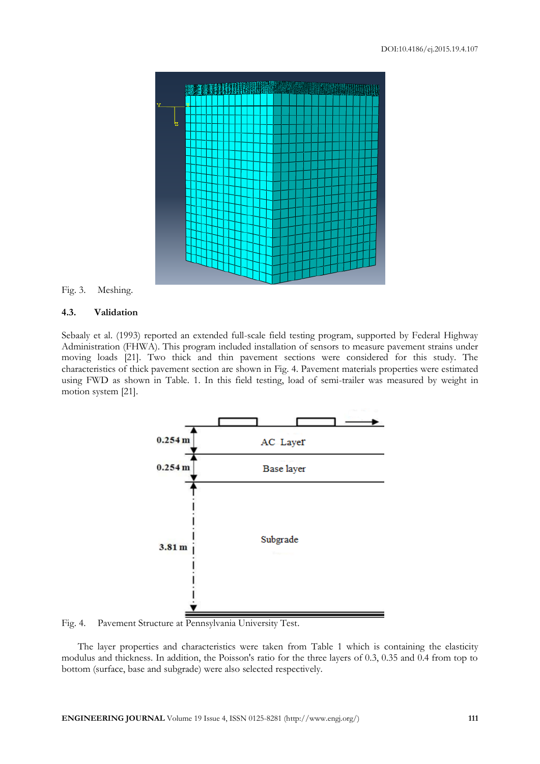Fig. 3. Meshing.

### 4.3. Validation

Sebaaly et al. (1993) reported an extended full-scale field testing program, supported by Federal Highway Administration (FHWA). This program included installation of sensors to measure pavement strains under moving loads [21]. Two thick and thin pavement sections were considered for this study. The characteristics of thick pavement section are shown in Fig. 4. Pavement materials properties were estimated using FWD as shown in Table. 1. In this field testing, load of semi-trailer was measured by weight in motion system [21].

Fig. 4. Pavement Structure at Pennsylvania University Test.

The layer properties and characteristics were taken from Table 1 which is containing the elasticity modulus and thickness. In addition, the Poisson's ratio for the three layers of 0.3, 0.35 and 0.4 from top to bottom (surface, base and subgrade) were also selected respectively.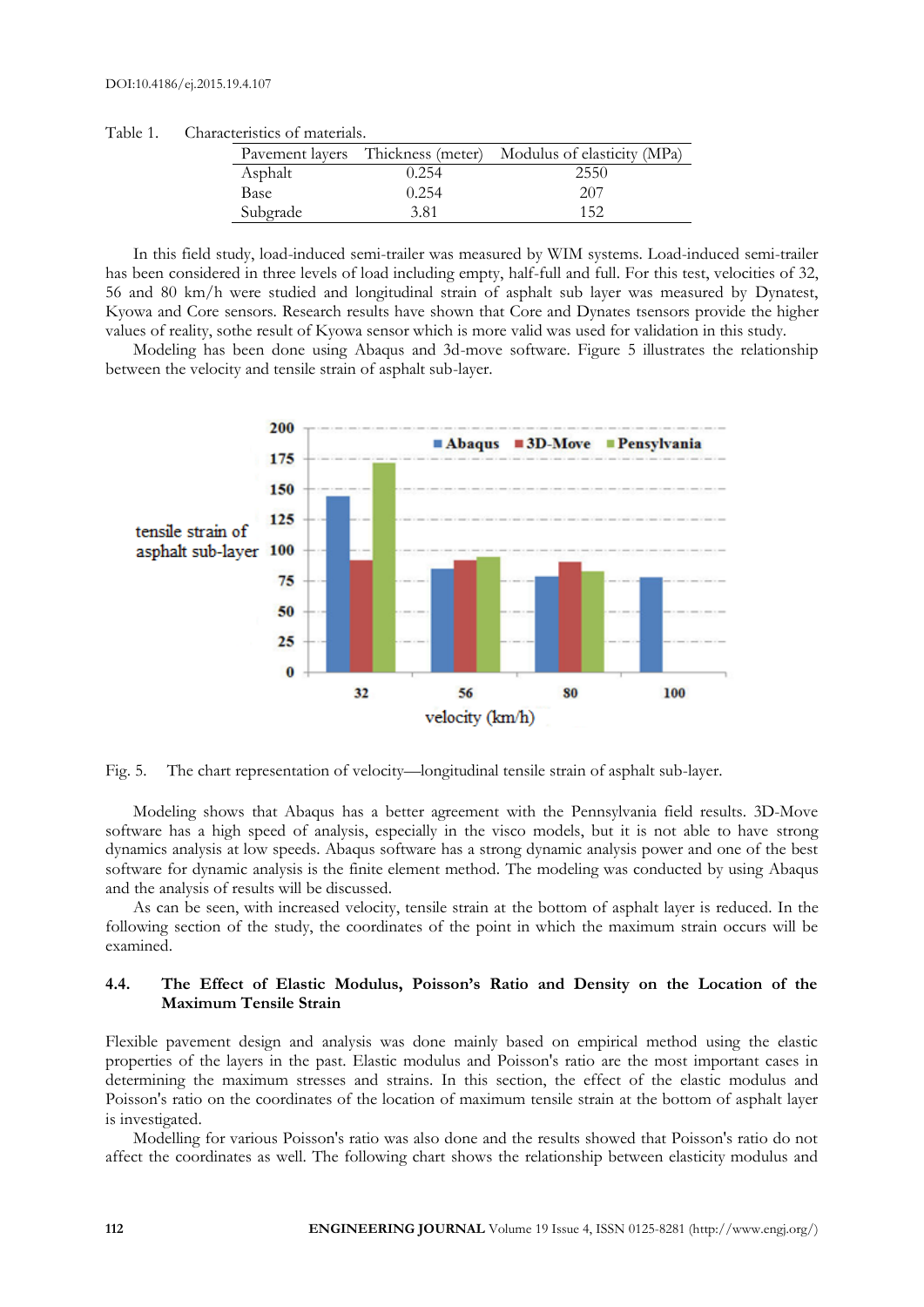Table 1. Characteristics of materials.

| Pavement layers | Thickness (meter) | Modulus of elasticity (MPa) |
|---|---|---|
| Asphalt | 0.254 | 2550 |
| Base | 0.254 | 207 |
| Subgrade | 3.81 | 152 |

In this field study, load-induced semi-trailer was measured by WIM systems. Load-induced semi-trailer has been considered in three levels of load including empty, half-full and full. For this test, velocities of 32, 56 and 80 km/h were studied and longitudinal strain of asphalt sub layer was measured by Dynatest, Kyowa and Core sensors. Research results have shown that Core and Dynates tsensors provide the higher values of reality, sothe result of Kyowa sensor which is more valid was used for validation in this study.

Modeling has been done using Abaqus and 3d-move software. Figure 5 illustrates the relationship between the velocity and tensile strain of asphalt sub-layer.

Fig. 5. The chart representation of velocity—longitudinal tensile strain of asphalt sub-layer.

Modeling shows that Abaqus has a better agreement with the Pennsylvania field results. 3D-Move software has a high speed of analysis, especially in the visco models, but it is not able to have strong dynamics analysis at low speeds. Abaqus software has a strong dynamic analysis power and one of the best software for dynamic analysis is the finite element method. The modeling was conducted by using Abaqus and the analysis of results will be discussed.

As can be seen, with increased velocity, tensile strain at the bottom of asphalt layer is reduced. In the following section of the study, the coordinates of the point in which the maximum strain occurs will be examined.

### 4.4. The Effect of Elastic Modulus, Poisson's Ratio and Density on the Location of the Maximum Tensile Strain

Flexible pavement design and analysis was done mainly based on empirical method using the elastic properties of the layers in the past. Elastic modulus and Poisson's ratio are the most important cases in determining the maximum stresses and strains. In this section, the effect of the elastic modulus and Poisson's ratio on the coordinates of the location of maximum tensile strain at the bottom of asphalt layer is investigated.

Modelling for various Poisson's ratio was also done and the results showed that Poisson's ratio do not affect the coordinates as well. The following chart shows the relationship between elasticity modulus and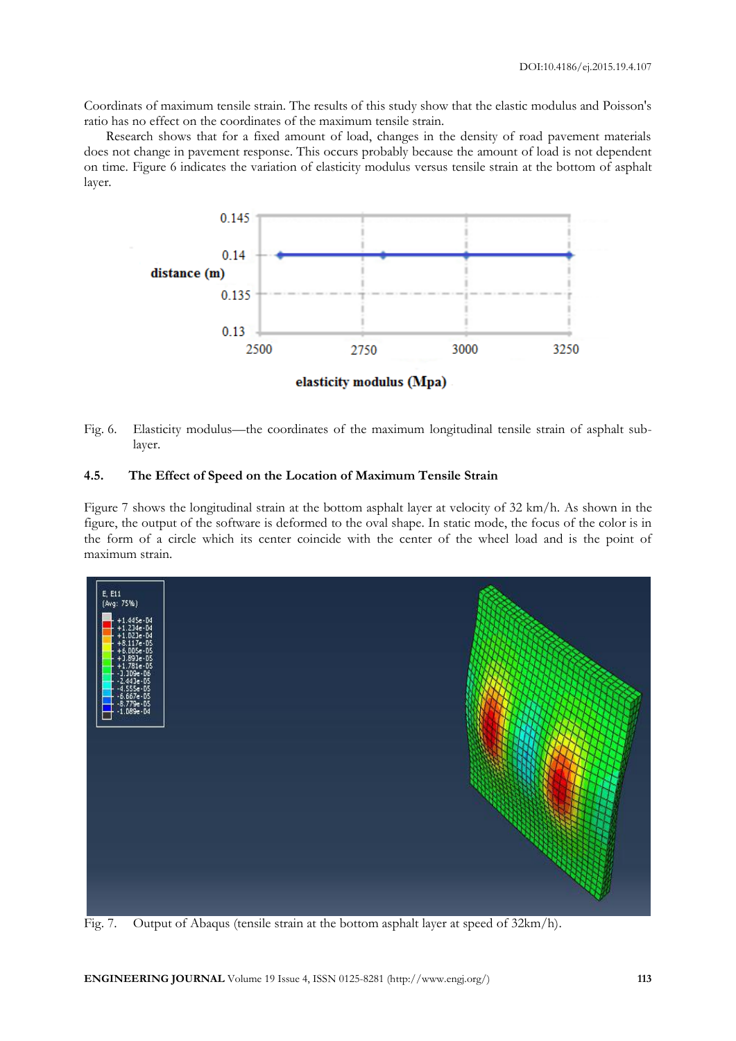Coordinats of maximum tensile strain. The results of this study show that the elastic modulus and Poisson's ratio has no effect on the coordinates of the maximum tensile strain.

Research shows that for a fixed amount of load, changes in the density of road pavement materials does not change in pavement response. This occurs probably because the amount of load is not dependent on time. Figure 6 indicates the variation of elasticity modulus versus tensile strain at the bottom of asphalt layer.

Fig. 6. Elasticity modulus—the coordinates of the maximum longitudinal tensile strain of asphalt sub-layer.

### 4.5. The Effect of Speed on the Location of Maximum Tensile Strain

Figure 7 shows the longitudinal strain at the bottom asphalt layer at velocity of 32 km/h. As shown in the figure, the output of the software is deformed to the oval shape. In static mode, the focus of the color is in the form of a circle which its center coincide with the center of the wheel load and is the point of maximum strain.

Fig. 7. Output of Abaqus (tensile strain at the bottom asphalt layer at speed of 32km/h).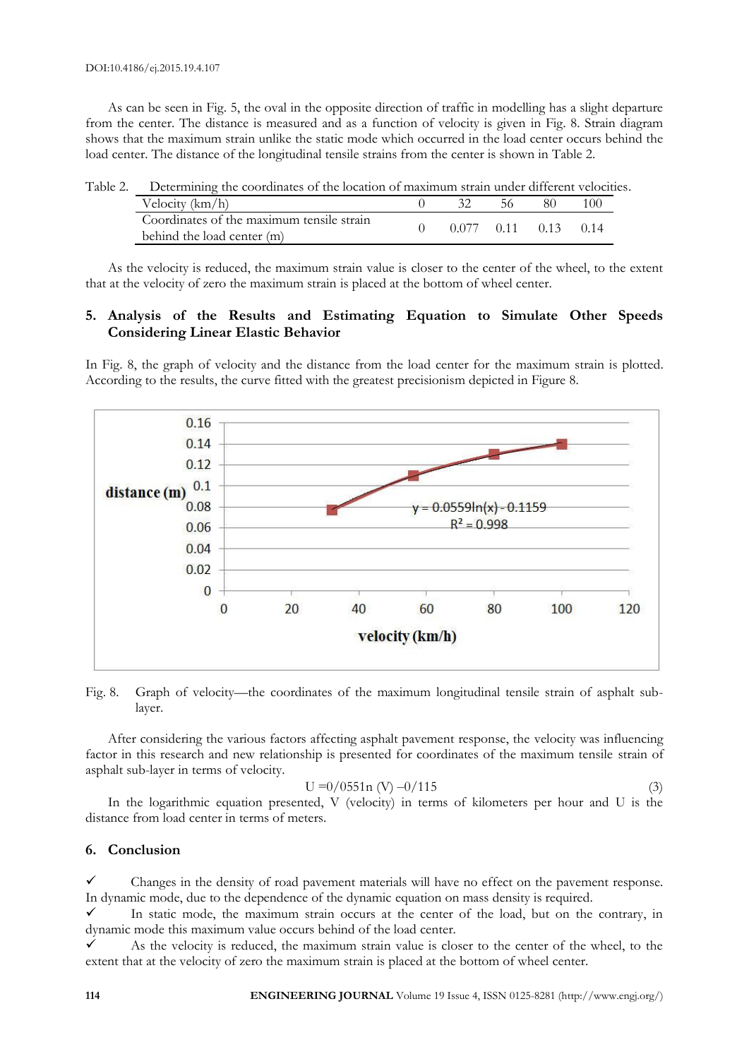As can be seen in Fig. 5, the oval in the opposite direction of traffic in modelling has a slight departure from the center. The distance is measured and as a function of velocity is given in Fig. 8. Strain diagram shows that the maximum strain unlike the static mode which occurred in the load center occurs behind the load center. The distance of the longitudinal tensile strains from the center is shown in Table 2.

Table 2. Determining the coordinates of the location of maximum strain under different velocities.

| Velocity (km/h) | 0 | 32 | 56 | 80 | 100 |
|---|---|---|---|---|---|
| Coordinates of the maximum tensile strain behind the load center (m) | 0 | 0.077 | 0.11 | 0.13 | 0.14 |

As the velocity is reduced, the maximum strain value is closer to the center of the wheel, to the extent that at the velocity of zero the maximum strain is placed at the bottom of wheel center.

## 5. Analysis of the Results and Estimating Equation to Simulate Other Speeds Considering Linear Elastic Behavior

In Fig. 8, the graph of velocity and the distance from the load center for the maximum strain is plotted. According to the results, the curve fitted with the greatest precisionism depicted in Figure 8.

Fig. 8. Graph of velocity—the coordinates of the maximum longitudinal tensile strain of asphalt sub-layer.

After considering the various factors affecting asphalt pavement response, the velocity was influencing factor in this research and new relationship is presented for coordinates of the maximum tensile strain of asphalt sub-layer in terms of velocity.

$$U = 0/0551n\,(V) - 0/115 \quad (3)$$

In the logarithmic equation presented, V (velocity) in terms of kilometers per hour and U is the distance from load center in terms of meters.

## 6. Conclusion

- ✓ Changes in the density of road pavement materials will have no effect on the pavement response. In dynamic mode, due to the dependence of the dynamic equation on mass density is required.
- ✓ In static mode, the maximum strain occurs at the center of the load, but on the contrary, in dynamic mode this maximum value occurs behind of the load center.
- ✓ As the velocity is reduced, the maximum strain value is closer to the center of the wheel, to the extent that at the velocity of zero the maximum strain is placed at the bottom of wheel center.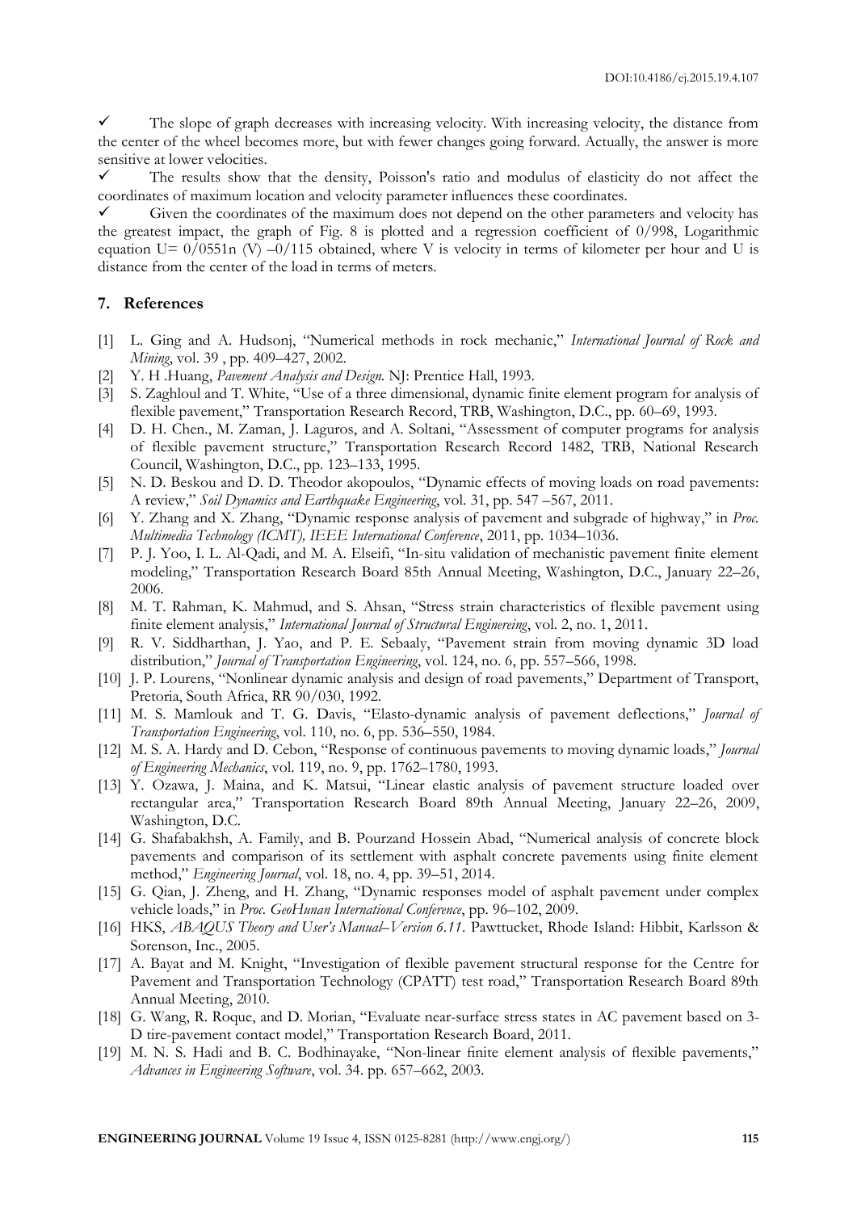- ✓ The slope of graph decreases with increasing velocity. With increasing velocity, the distance from the center of the wheel becomes more, but with fewer changes going forward. Actually, the answer is more sensitive at lower velocities.
- ✓ The results show that the density, Poisson's ratio and modulus of elasticity do not affect the coordinates of maximum location and velocity parameter influences these coordinates.
- ✓ Given the coordinates of the maximum does not depend on the other parameters and velocity has the greatest impact, the graph of Fig. 8 is plotted and a regression coefficient of 0/998, Logarithmic equation U= 0/0551n (V) –0/115 obtained, where V is velocity in terms of kilometer per hour and U is distance from the center of the load in terms of meters.

## 7. References

[1] L. Ging and A. Hudsonj, "Numerical methods in rock mechanic," *International Journal of Rock and Mining*, vol. 39 , pp. 409–427, 2002.

[2] Y. H .Huang, *Pavement Analysis and Design*. NJ: Prentice Hall, 1993.

[3] S. Zaghloul and T. White, "Use of a three dimensional, dynamic finite element program for analysis of flexible pavement," Transportation Research Record, TRB, Washington, D.C., pp. 60–69, 1993.

[4] D. H. Chen., M. Zaman, J. Laguros, and A. Soltani, "Assessment of computer programs for analysis of flexible pavement structure," Transportation Research Record 1482, TRB, National Research Council, Washington, D.C., pp. 123–133, 1995.

[5] N. D. Beskou and D. D. Theodor akopoulos, "Dynamic effects of moving loads on road pavements: A review," *Soil Dynamics and Earthquake Engineering*, vol. 31, pp. 547 –567, 2011.

[6] Y. Zhang and X. Zhang, "Dynamic response analysis of pavement and subgrade of highway," in *Proc. Multimedia Technology (ICMT), IEEE International Conference*, 2011, pp. 1034–1036.

[7] P. J. Yoo, I. L. Al-Qadi, and M. A. Elseifi, "In-situ validation of mechanistic pavement finite element modeling," Transportation Research Board 85th Annual Meeting, Washington, D.C., January 22–26, 2006.

[8] M. T. Rahman, K. Mahmud, and S. Ahsan, "Stress strain characteristics of flexible pavement using finite element analysis," *International Journal of Structural Engineereing*, vol. 2, no. 1, 2011.

[9] R. V. Siddharthan, J. Yao, and P. E. Sebaaly, "Pavement strain from moving dynamic 3D load distribution," *Journal of Transportation Engineering*, vol. 124, no. 6, pp. 557–566, 1998.

[10] J. P. Lourens, "Nonlinear dynamic analysis and design of road pavements," Department of Transport, Pretoria, South Africa, RR 90/030, 1992.

[11] M. S. Mamlouk and T. G. Davis, "Elasto-dynamic analysis of pavement deflections," *Journal of Transportation Engineering*, vol. 110, no. 6, pp. 536–550, 1984.

[12] M. S. A. Hardy and D. Cebon, "Response of continuous pavements to moving dynamic loads," *Journal of Engineering Mechanics*, vol. 119, no. 9, pp. 1762–1780, 1993.

[13] Y. Ozawa, J. Maina, and K. Matsui, "Linear elastic analysis of pavement structure loaded over rectangular area," Transportation Research Board 89th Annual Meeting, January 22–26, 2009, Washington, D.C.

[14] G. Shafabakhsh, A. Family, and B. Pourzand Hossein Abad, "Numerical analysis of concrete block pavements and comparison of its settlement with asphalt concrete pavements using finite element method," *Engineering Journal*, vol. 18, no. 4, pp. 39–51, 2014.

[15] G. Qian, J. Zheng, and H. Zhang, "Dynamic responses model of asphalt pavement under complex vehicle loads," in *Proc. GeoHunan International Conference*, pp. 96–102, 2009.

[16] HKS, *ABAQUS Theory and User's Manual–Version 6.11*. Pawttucket, Rhode Island: Hibbit, Karlsson & Sorenson, Inc., 2005.

[17] A. Bayat and M. Knight, "Investigation of flexible pavement structural response for the Centre for Pavement and Transportation Technology (CPATT) test road," Transportation Research Board 89th Annual Meeting, 2010.

[18] G. Wang, R. Roque, and D. Morian, "Evaluate near-surface stress states in AC pavement based on 3-D tire-pavement contact model," Transportation Research Board, 2011.

[19] M. N. S. Hadi and B. C. Bodhinayake, "Non-linear finite element analysis of flexible pavements," *Advances in Engineering Software*, vol. 34. pp. 657–662, 2003.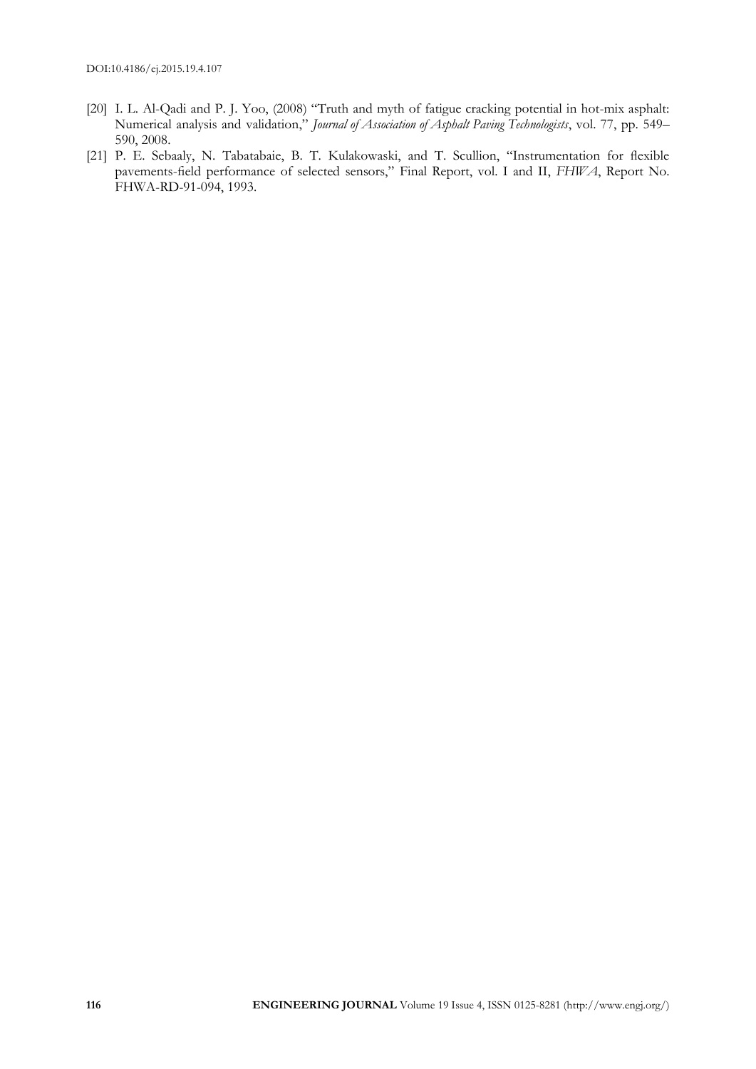[20] I. L. Al-Qadi and P. J. Yoo, (2008) "Truth and myth of fatigue cracking potential in hot-mix asphalt: Numerical analysis and validation," *Journal of Association of Asphalt Paving Technologists*, vol. 77, pp. 549–590, 2008.

[21] P. E. Sebaaly, N. Tabatabaie, B. T. Kulakowaski, and T. Scullion, "Instrumentation for flexible pavements-field performance of selected sensors," Final Report, vol. I and II, *FHWA*, Report No. FHWA-RD-91-094, 1993.